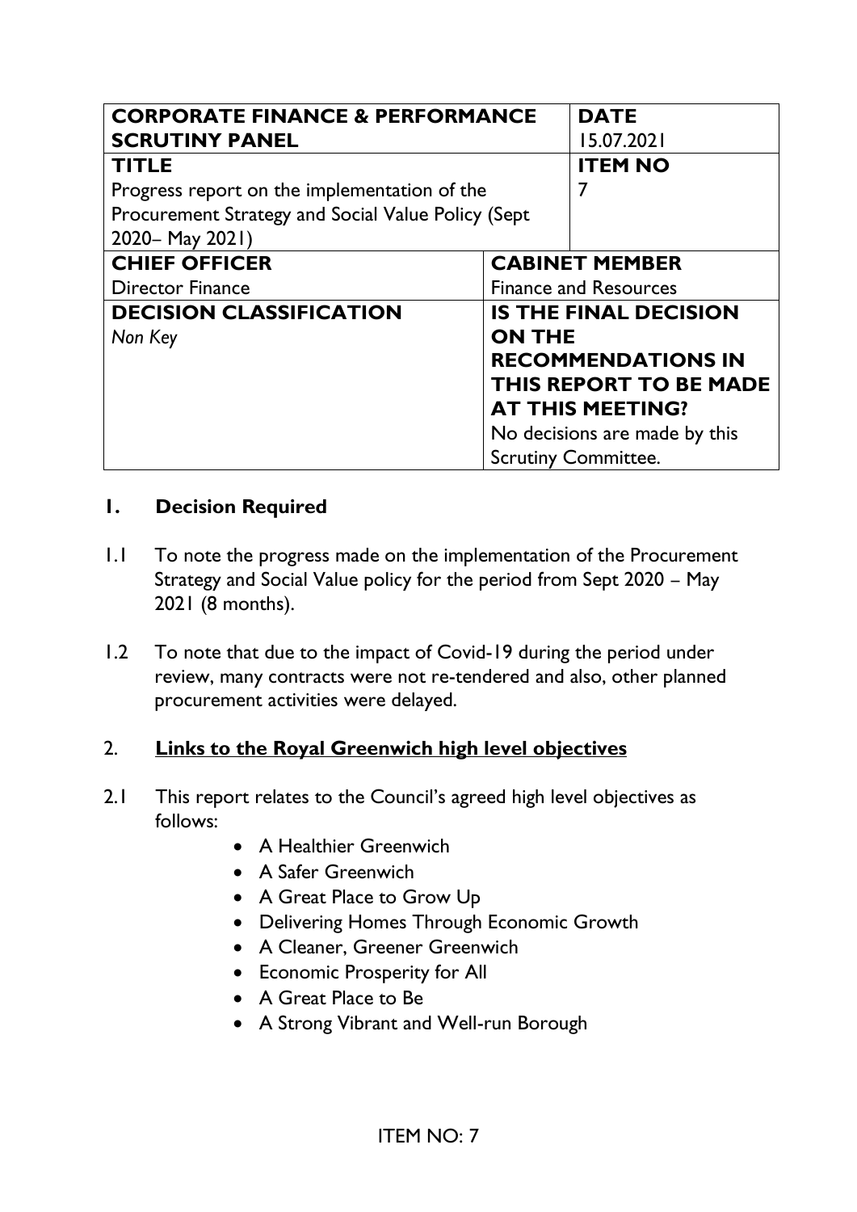| **CORPORATE FINANCE & PERFORMANCE SCRUTINY PANEL** | | **DATE**<br>15.07.2021 |
|---|---|---|
| **TITLE**<br>Progress report on the implementation of the Procurement Strategy and Social Value Policy (Sept 2020– May 2021) | | **ITEM NO**<br>7 |
| **CHIEF OFFICER**<br>Director Finance | **CABINET MEMBER**<br>Finance and Resources | |
| **DECISION CLASSIFICATION**<br>*Non Key* | **IS THE FINAL DECISION ON THE RECOMMENDATIONS IN THIS REPORT TO BE MADE AT THIS MEETING?**<br>No decisions are made by this Scrutiny Committee. | |

## 1. Decision Required

1.1 To note the progress made on the implementation of the Procurement Strategy and Social Value policy for the period from Sept 2020 – May 2021 (8 months).

1.2 To note that due to the impact of Covid-19 during the period under review, many contracts were not re-tendered and also, other planned procurement activities were delayed.

## 2. Links to the Royal Greenwich high level objectives

2.1 This report relates to the Council's agreed high level objectives as follows:

- A Healthier Greenwich
- A Safer Greenwich
- A Great Place to Grow Up
- Delivering Homes Through Economic Growth
- A Cleaner, Greener Greenwich
- Economic Prosperity for All
- A Great Place to Be
- A Strong Vibrant and Well-run Borough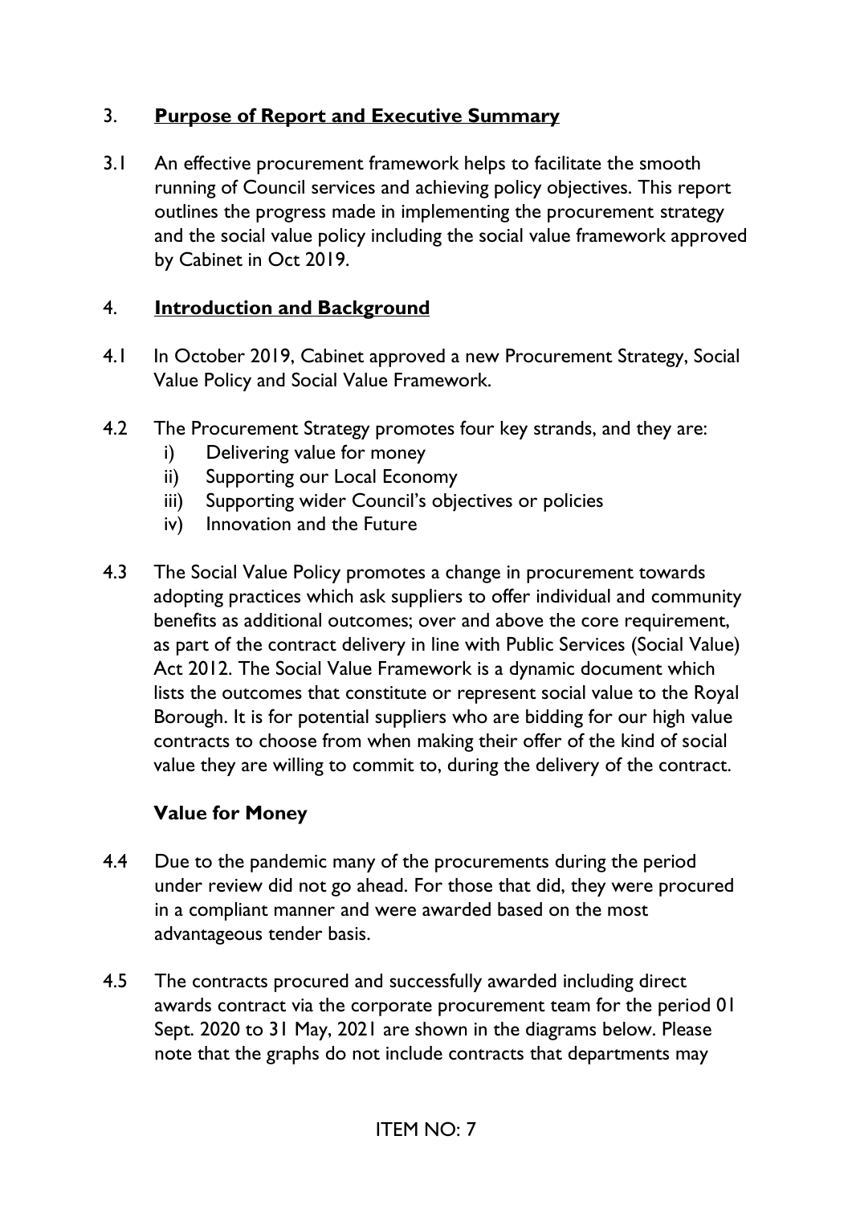## 3. **Purpose of Report and Executive Summary**

3.1 An effective procurement framework helps to facilitate the smooth running of Council services and achieving policy objectives. This report outlines the progress made in implementing the procurement strategy and the social value policy including the social value framework approved by Cabinet in Oct 2019.

## 4. **Introduction and Background**

4.1 In October 2019, Cabinet approved a new Procurement Strategy, Social Value Policy and Social Value Framework.

4.2 The Procurement Strategy promotes four key strands, and they are:

i) Delivering value for money
ii) Supporting our Local Economy
iii) Supporting wider Council's objectives or policies
iv) Innovation and the Future

4.3 The Social Value Policy promotes a change in procurement towards adopting practices which ask suppliers to offer individual and community benefits as additional outcomes; over and above the core requirement, as part of the contract delivery in line with Public Services (Social Value) Act 2012. The Social Value Framework is a dynamic document which lists the outcomes that constitute or represent social value to the Royal Borough. It is for potential suppliers who are bidding for our high value contracts to choose from when making their offer of the kind of social value they are willing to commit to, during the delivery of the contract.

### **Value for Money**

4.4 Due to the pandemic many of the procurements during the period under review did not go ahead. For those that did, they were procured in a compliant manner and were awarded based on the most advantageous tender basis.

4.5 The contracts procured and successfully awarded including direct awards contract via the corporate procurement team for the period 01 Sept. 2020 to 31 May, 2021 are shown in the diagrams below. Please note that the graphs do not include contracts that departments may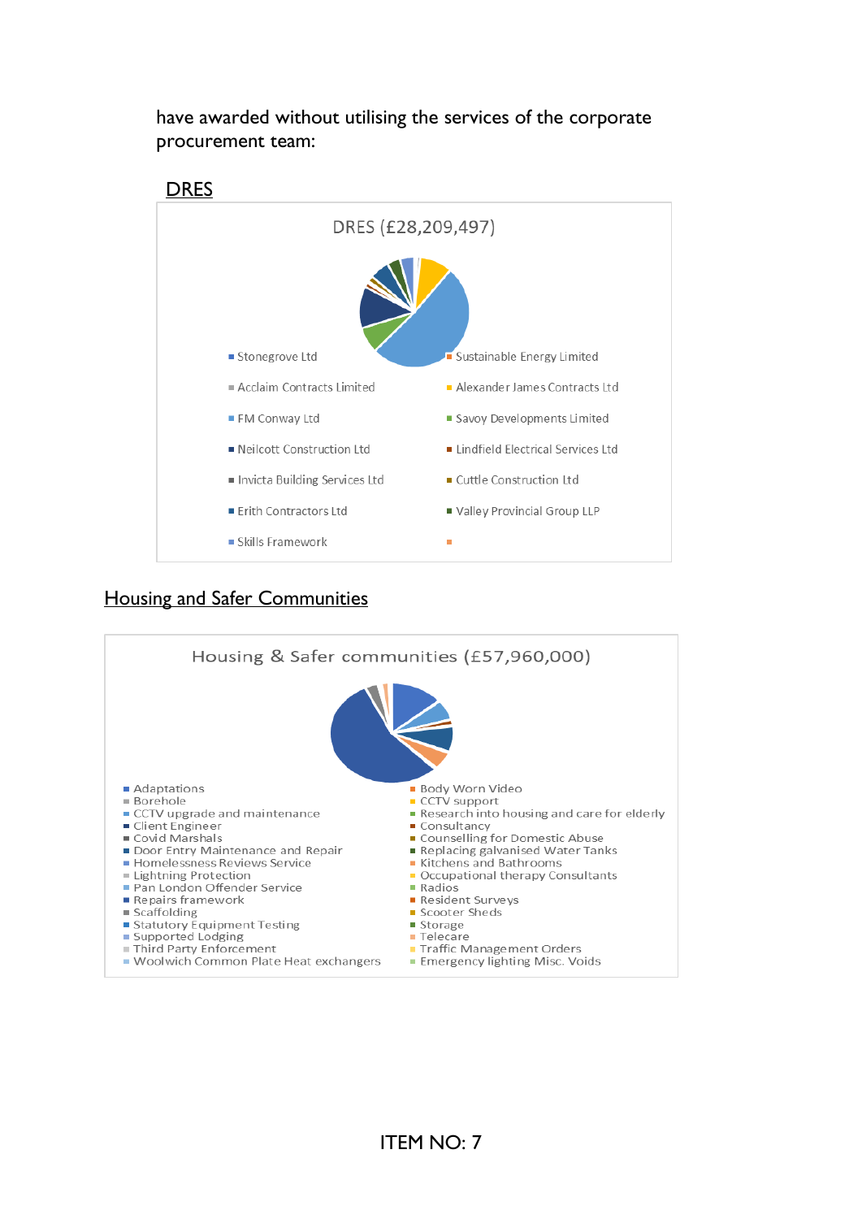have awarded without utilising the services of the corporate procurement team:

## DRES

DRES (£28,209,497)

- Stonegrove Ltd
- Sustainable Energy Limited
- Acclaim Contracts Limited
- Alexander James Contracts Ltd
- FM Conway Ltd
- Savoy Developments Limited
- Neilcott Construction Ltd
- Lindfield Electrical Services Ltd
- Invicta Building Services Ltd
- Cuttle Construction Ltd
- Erith Contractors Ltd
- Valley Provincial Group LLP
- Skills Framework

## Housing and Safer Communities

Housing & Safer communities (£57,960,000)

- Adaptations
- Body Worn Video
- Borehole
- CCTV support
- CCTV upgrade and maintenance
- Research into housing and care for elderly
- Client Engineer
- Consultancy
- Covid Marshals
- Counselling for Domestic Abuse
- Door Entry Maintenance and Repair
- Replacing galvanised Water Tanks
- Homelessness Reviews Service
- Kitchens and Bathrooms
- Lightning Protection
- Occupational therapy Consultants
- Pan London Offender Service
- Radios
- Repairs framework
- Resident Surveys
- Scaffolding
- Scooter Sheds
- Statutory Equipment Testing
- Storage
- Supported Lodging
- Telecare
- Third Party Enforcement
- Traffic Management Orders
- Woolwich Common Plate Heat exchangers
- Emergency lighting Misc. Voids

ITEM NO: 7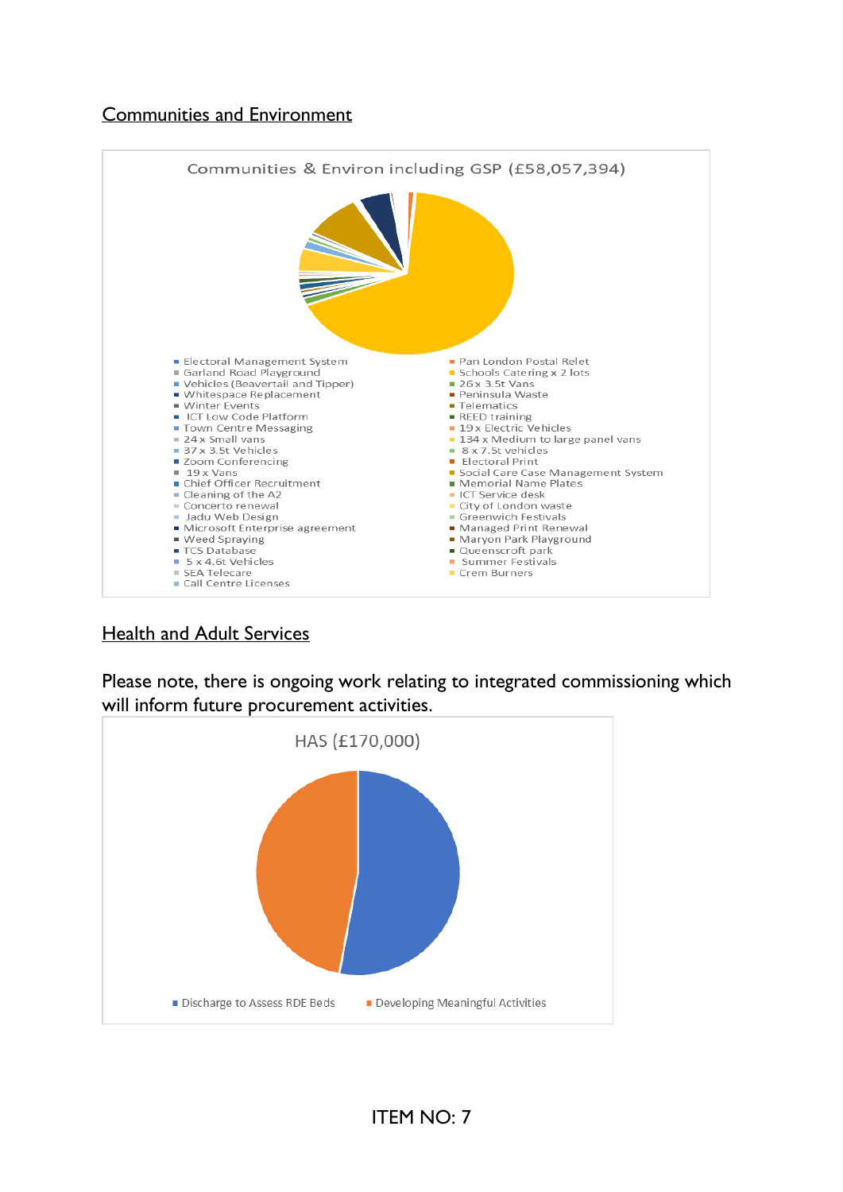## Communities and Environment

Communities & Environ including GSP (£58,057,394)

- Electoral Management System
- Pan London Postal Relet
- Garland Road Playground
- Schools Catering x 2 lots
- Vehicles (Beavertail and Tipper)
- 26 x 3.5t Vans
- Whitespace Replacement
- Peninsula Waste
- Winter Events
- Telematics
- ICT Low Code Platform
- REED training
- Town Centre Messaging
- 19 x Electric Vehicles
- 24 x Small vans
- 134 x Medium to large panel vans
- 37 x 3.5t Vehicles
- 8 x 7.5t vehicles
- Zoom Conferencing
- Electoral Print
- 19 x Vans
- Social Care Case Management System
- Chief Officer Recruitment
- Memorial Name Plates
- Cleaning of the A2
- ICT Service desk
- Concerto renewal
- City of London waste
- Jadu Web Design
- Greenwich Festivals
- Microsoft Enterprise agreement
- Managed Print Renewal
- Weed Spraying
- Maryon Park Playground
- TCS Database
- Queenscroft park
- 5 x 4.6t Vehicles
- Summer Festivals
- SEA Telecare
- Crem Burners
- Call Centre Licenses

## Health and Adult Services

Please note, there is ongoing work relating to integrated commissioning which will inform future procurement activities.

HAS (£170,000)

- Discharge to Assess RDE Beds
- Developing Meaningful Activities

ITEM NO: 7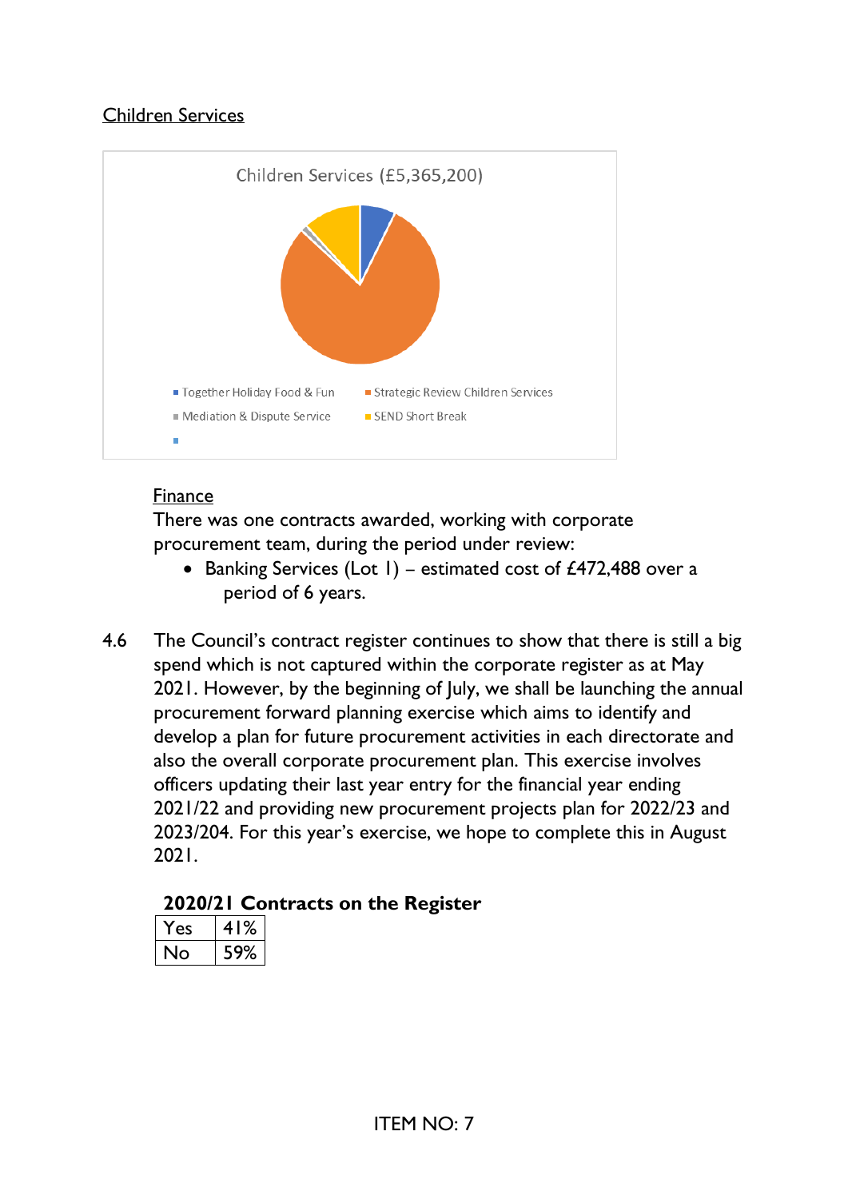Children Services

Children Services (£5,365,200)

- Together Holiday Food & Fun
- Strategic Review Children Services
- Mediation & Dispute Service
- SEND Short Break

Finance

There was one contracts awarded, working with corporate procurement team, during the period under review:

- Banking Services (Lot 1) – estimated cost of £472,488 over a period of 6 years.

4.6 The Council's contract register continues to show that there is still a big spend which is not captured within the corporate register as at May 2021. However, by the beginning of July, we shall be launching the annual procurement forward planning exercise which aims to identify and develop a plan for future procurement activities in each directorate and also the overall corporate procurement plan. This exercise involves officers updating their last year entry for the financial year ending 2021/22 and providing new procurement projects plan for 2022/23 and 2023/204. For this year's exercise, we hope to complete this in August 2021.

**2020/21 Contracts on the Register**

| Yes | 41% |
|---|---|
| No | 59% |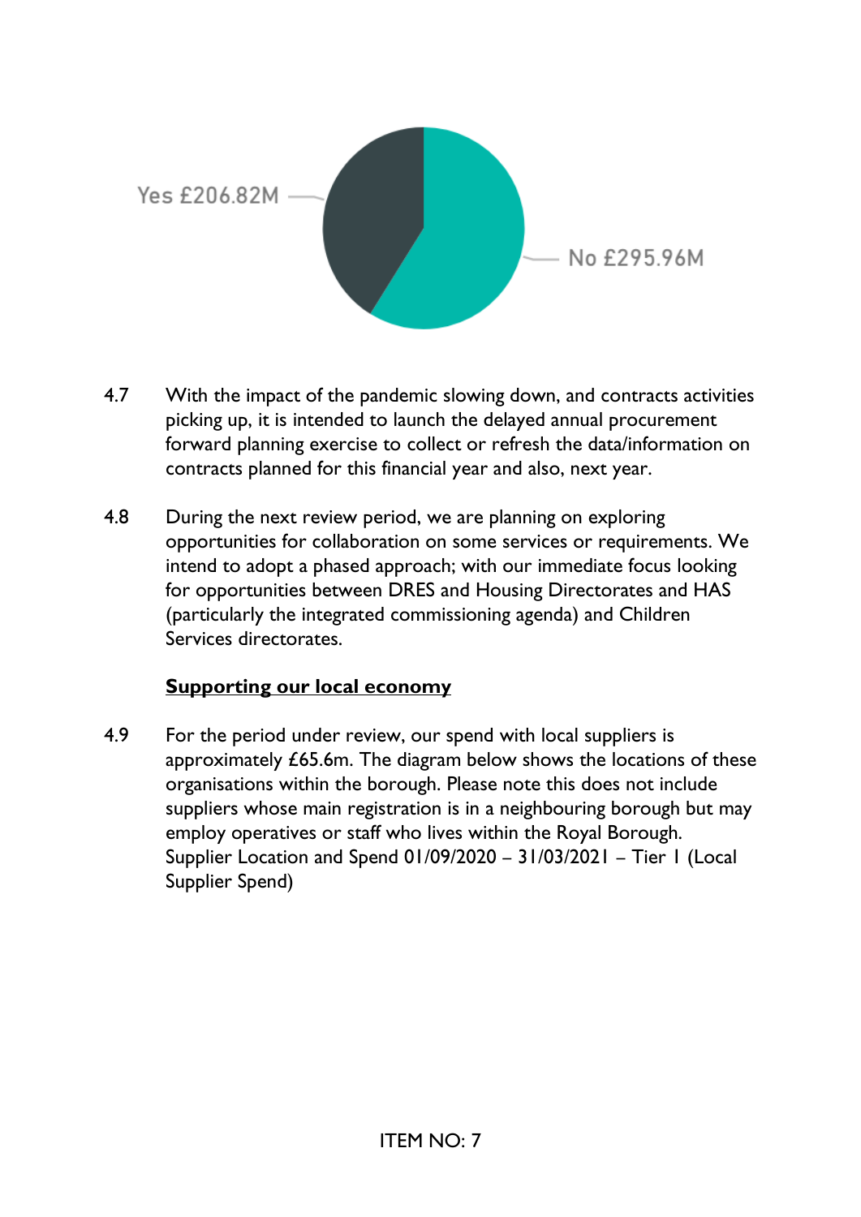Yes £206.82M

No £295.96M

4.7 With the impact of the pandemic slowing down, and contracts activities picking up, it is intended to launch the delayed annual procurement forward planning exercise to collect or refresh the data/information on contracts planned for this financial year and also, next year.

4.8 During the next review period, we are planning on exploring opportunities for collaboration on some services or requirements. We intend to adopt a phased approach; with our immediate focus looking for opportunities between DRES and Housing Directorates and HAS (particularly the integrated commissioning agenda) and Children Services directorates.

**Supporting our local economy**

4.9 For the period under review, our spend with local suppliers is approximately £65.6m. The diagram below shows the locations of these organisations within the borough. Please note this does not include suppliers whose main registration is in a neighbouring borough but may employ operatives or staff who lives within the Royal Borough. Supplier Location and Spend 01/09/2020 – 31/03/2021 – Tier 1 (Local Supplier Spend)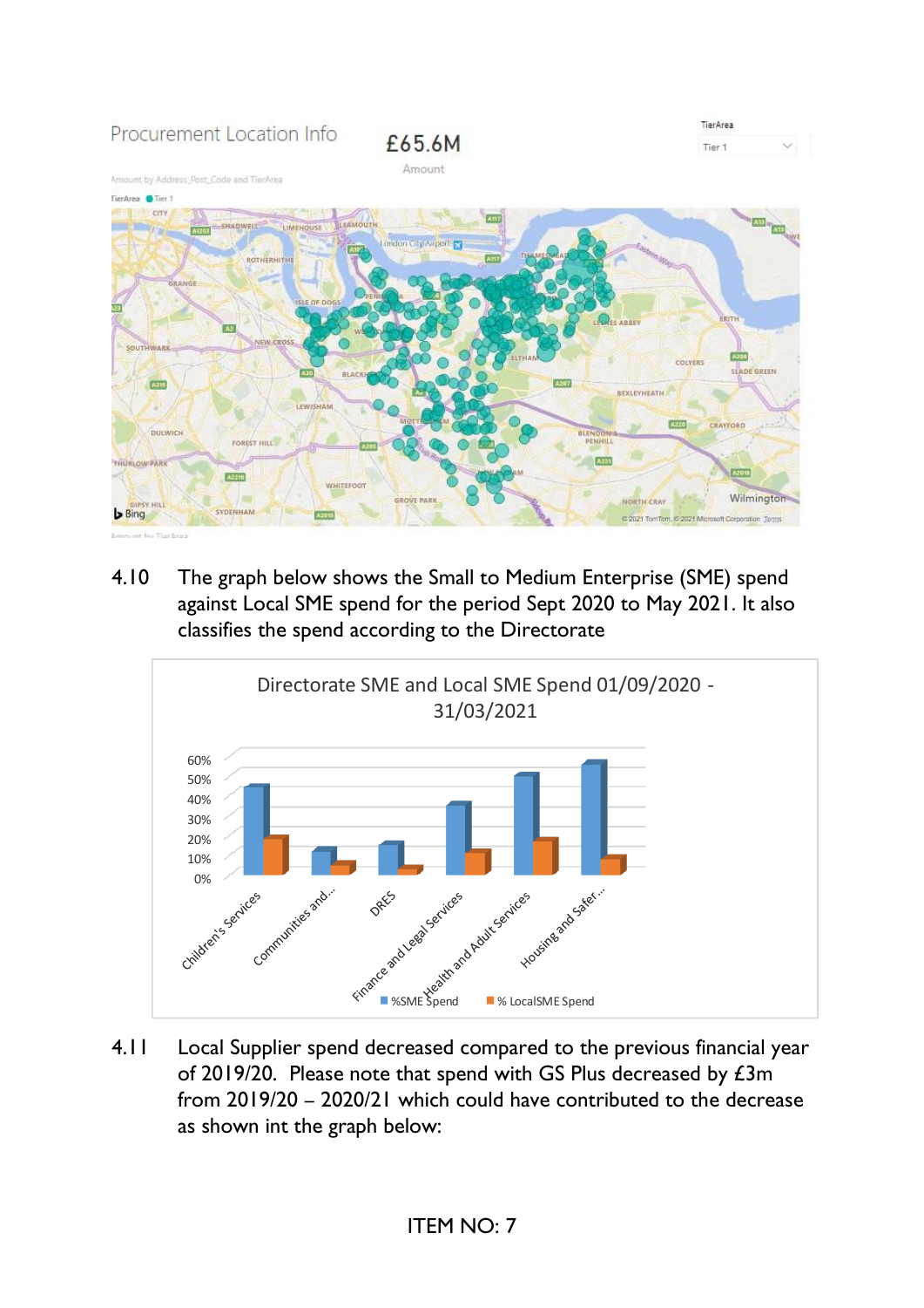Procurement Location Info

£65.6M

Amount

TierArea

Tier 1

Amount by Address_Post_Code and TierArea

TierArea ● Tier 1

4.10 The graph below shows the Small to Medium Enterprise (SME) spend against Local SME spend for the period Sept 2020 to May 2021. It also classifies the spend according to the Directorate

Directorate SME and Local SME Spend 01/09/2020 - 31/03/2021

■ %SME Spend ■ % LocalSME Spend

4.11 Local Supplier spend decreased compared to the previous financial year of 2019/20. Please note that spend with GS Plus decreased by £3m from 2019/20 – 2020/21 which could have contributed to the decrease as shown int the graph below:

ITEM NO: 7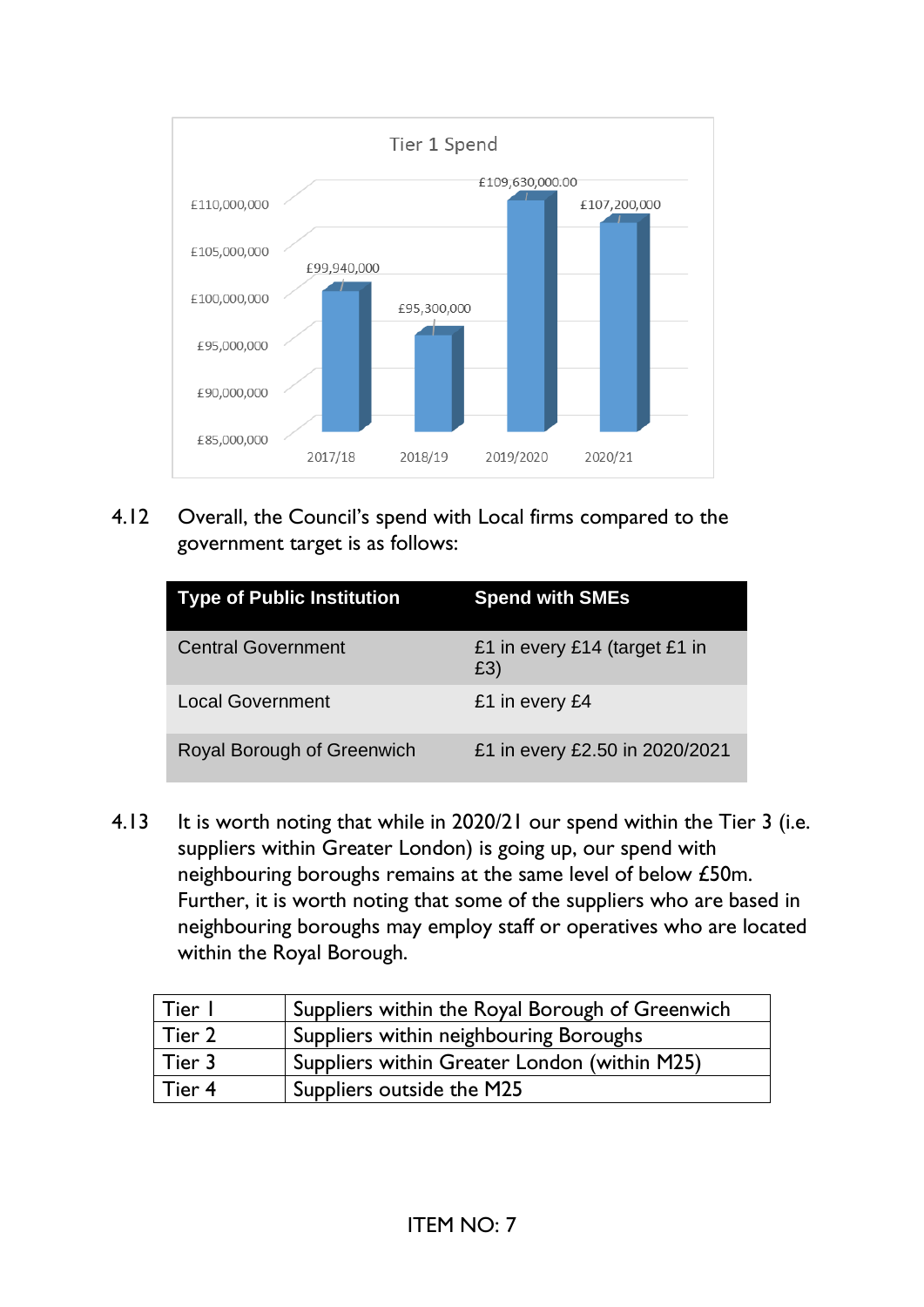Tier 1 Spend

| Year | Tier 1 Spend |
|---|---|
| 2017/18 | £99,940,000 |
| 2018/19 | £95,300,000 |
| 2019/2020 | £109,630,000.00 |
| 2020/21 | £107,200,000 |

4.12 Overall, the Council's spend with Local firms compared to the government target is as follows:

| Type of Public Institution | Spend with SMEs |
|---|---|
| Central Government | £1 in every £14 (target £1 in £3) |
| Local Government | £1 in every £4 |
| Royal Borough of Greenwich | £1 in every £2.50 in 2020/2021 |

4.13 It is worth noting that while in 2020/21 our spend within the Tier 3 (i.e. suppliers within Greater London) is going up, our spend with neighbouring boroughs remains at the same level of below £50m. Further, it is worth noting that some of the suppliers who are based in neighbouring boroughs may employ staff or operatives who are located within the Royal Borough.

| | |
|---|---|
| Tier 1 | Suppliers within the Royal Borough of Greenwich |
| Tier 2 | Suppliers within neighbouring Boroughs |
| Tier 3 | Suppliers within Greater London (within M25) |
| Tier 4 | Suppliers outside the M25 |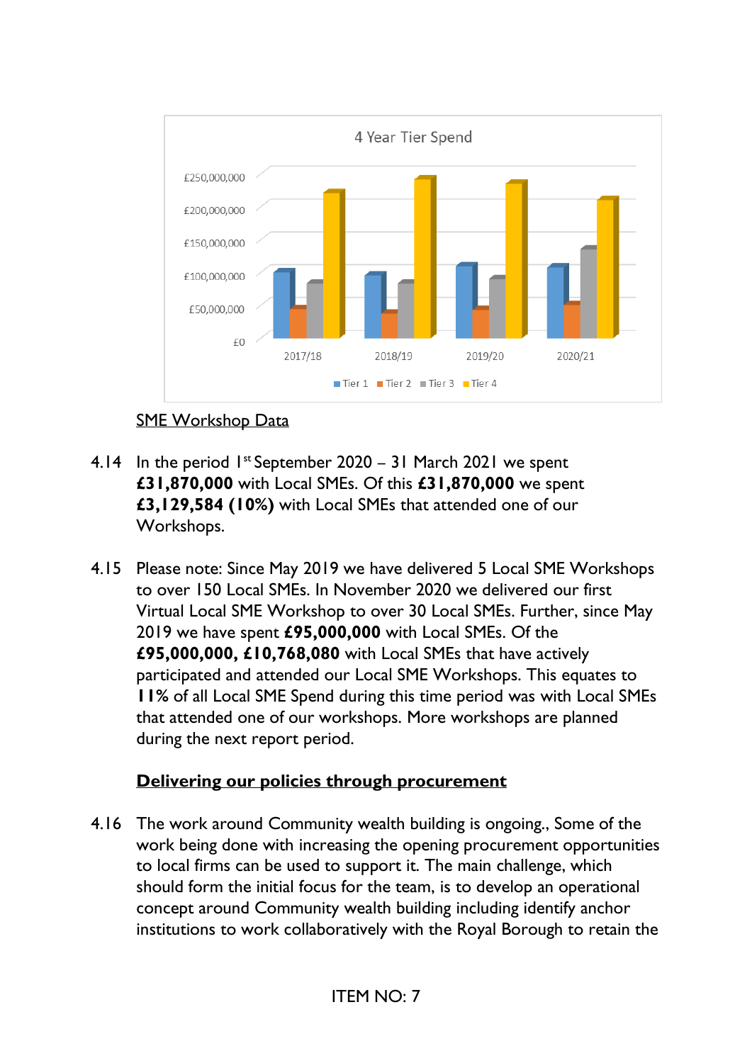4 Year Tier Spend

## SME Workshop Data

4.14 In the period 1st September 2020 – 31 March 2021 we spent **£31,870,000** with Local SMEs. Of this **£31,870,000** we spent **£3,129,584 (10%)** with Local SMEs that attended one of our Workshops.

4.15 Please note: Since May 2019 we have delivered 5 Local SME Workshops to over 150 Local SMEs. In November 2020 we delivered our first Virtual Local SME Workshop to over 30 Local SMEs. Further, since May 2019 we have spent **£95,000,000** with Local SMEs. Of the **£95,000,000, £10,768,080** with Local SMEs that have actively participated and attended our Local SME Workshops. This equates to **11%** of all Local SME Spend during this time period was with Local SMEs that attended one of our workshops. More workshops are planned during the next report period.

## Delivering our policies through procurement

4.16 The work around Community wealth building is ongoing., Some of the work being done with increasing the opening procurement opportunities to local firms can be used to support it. The main challenge, which should form the initial focus for the team, is to develop an operational concept around Community wealth building including identify anchor institutions to work collaboratively with the Royal Borough to retain the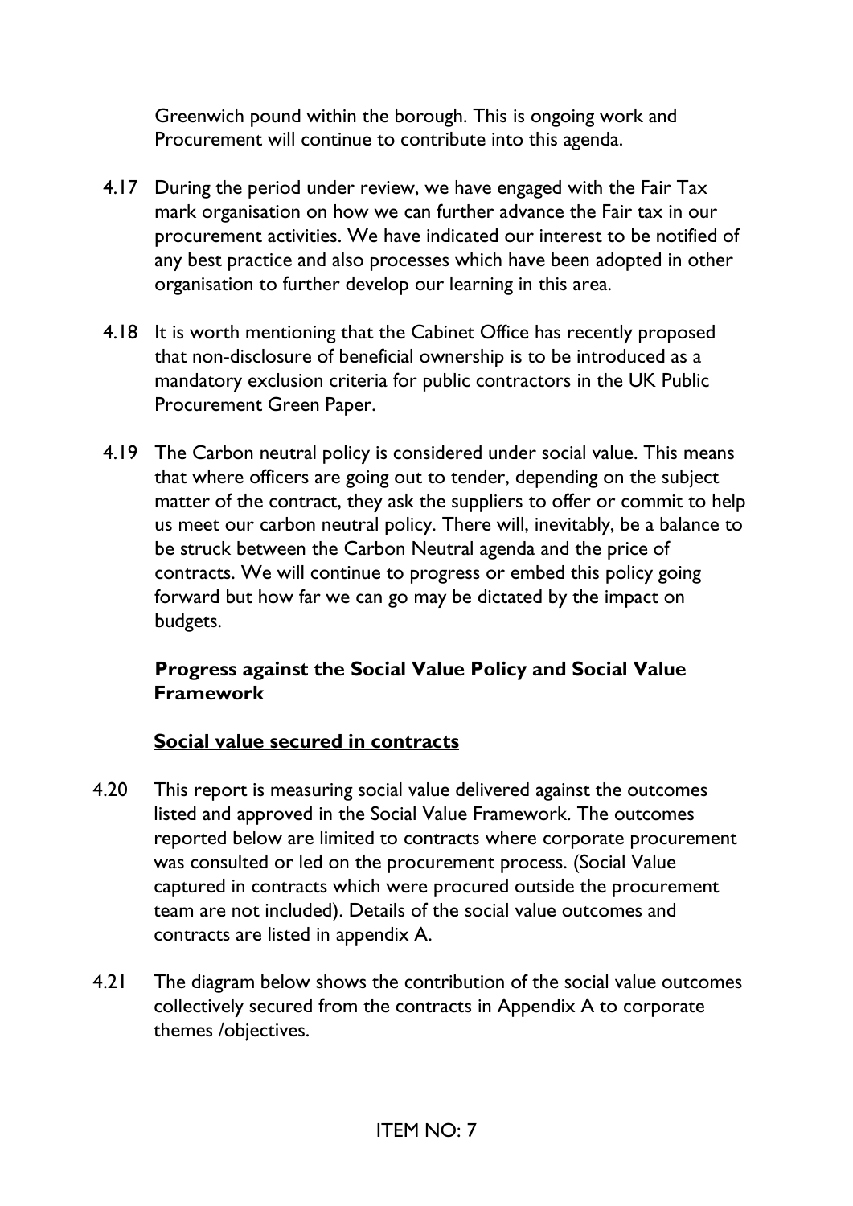Greenwich pound within the borough. This is ongoing work and Procurement will continue to contribute into this agenda.

4.17 During the period under review, we have engaged with the Fair Tax mark organisation on how we can further advance the Fair tax in our procurement activities. We have indicated our interest to be notified of any best practice and also processes which have been adopted in other organisation to further develop our learning in this area.

4.18 It is worth mentioning that the Cabinet Office has recently proposed that non-disclosure of beneficial ownership is to be introduced as a mandatory exclusion criteria for public contractors in the UK Public Procurement Green Paper.

4.19 The Carbon neutral policy is considered under social value. This means that where officers are going out to tender, depending on the subject matter of the contract, they ask the suppliers to offer or commit to help us meet our carbon neutral policy. There will, inevitably, be a balance to be struck between the Carbon Neutral agenda and the price of contracts. We will continue to progress or embed this policy going forward but how far we can go may be dictated by the impact on budgets.

**Progress against the Social Value Policy and Social Value Framework**

**Social value secured in contracts**

4.20 This report is measuring social value delivered against the outcomes listed and approved in the Social Value Framework. The outcomes reported below are limited to contracts where corporate procurement was consulted or led on the procurement process. (Social Value captured in contracts which were procured outside the procurement team are not included). Details of the social value outcomes and contracts are listed in appendix A.

4.21 The diagram below shows the contribution of the social value outcomes collectively secured from the contracts in Appendix A to corporate themes /objectives.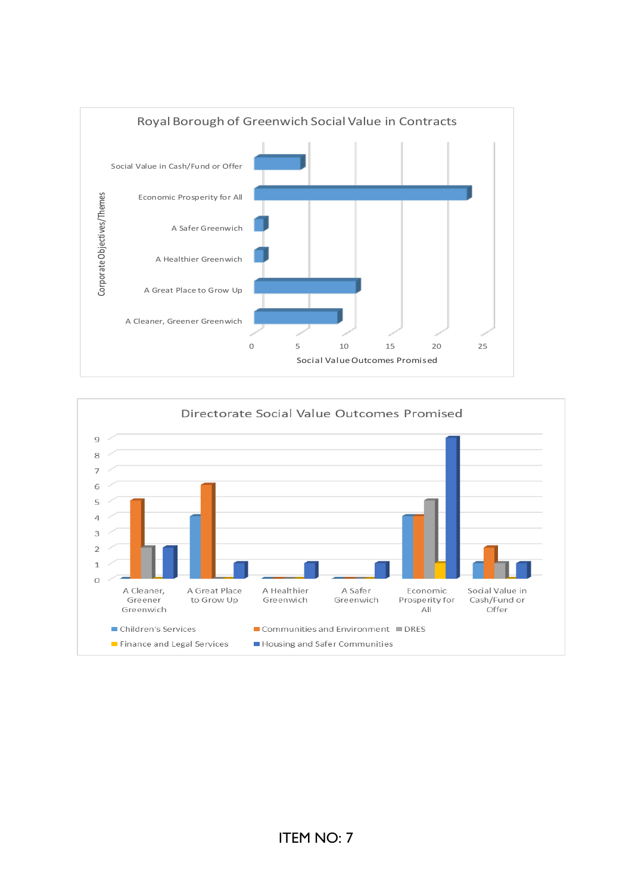## Royal Borough of Greenwich Social Value in Contracts

| Corporate Objectives/Themes | Social Value Outcomes Promised |
|---|---|
| Social Value in Cash/Fund or Offer | 5 |
| Economic Prosperity for All | 23 |
| A Safer Greenwich | 1 |
| A Healthier Greenwich | 1 |
| A Great Place to Grow Up | 11 |
| A Cleaner, Greener Greenwich | 9 |

## Directorate Social Value Outcomes Promised

| | Children's Services | Communities and Environment | DRES | Finance and Legal Services | Housing and Safer Communities |
|---|---|---|---|---|---|
| A Cleaner, Greener Greenwich | 0 | 5 | 2 | 0 | 2 |
| A Great Place to Grow Up | 4 | 6 | 0 | 0 | 1 |
| A Healthier Greenwich | 0 | 0 | 0 | 0 | 1 |
| A Safer Greenwich | 0 | 0 | 0 | 0 | 1 |
| Economic Prosperity for All | 4 | 4 | 5 | 1 | 9 |
| Social Value in Cash/Fund or Offer | 1 | 2 | 1 | 0 | 1 |

ITEM NO: 7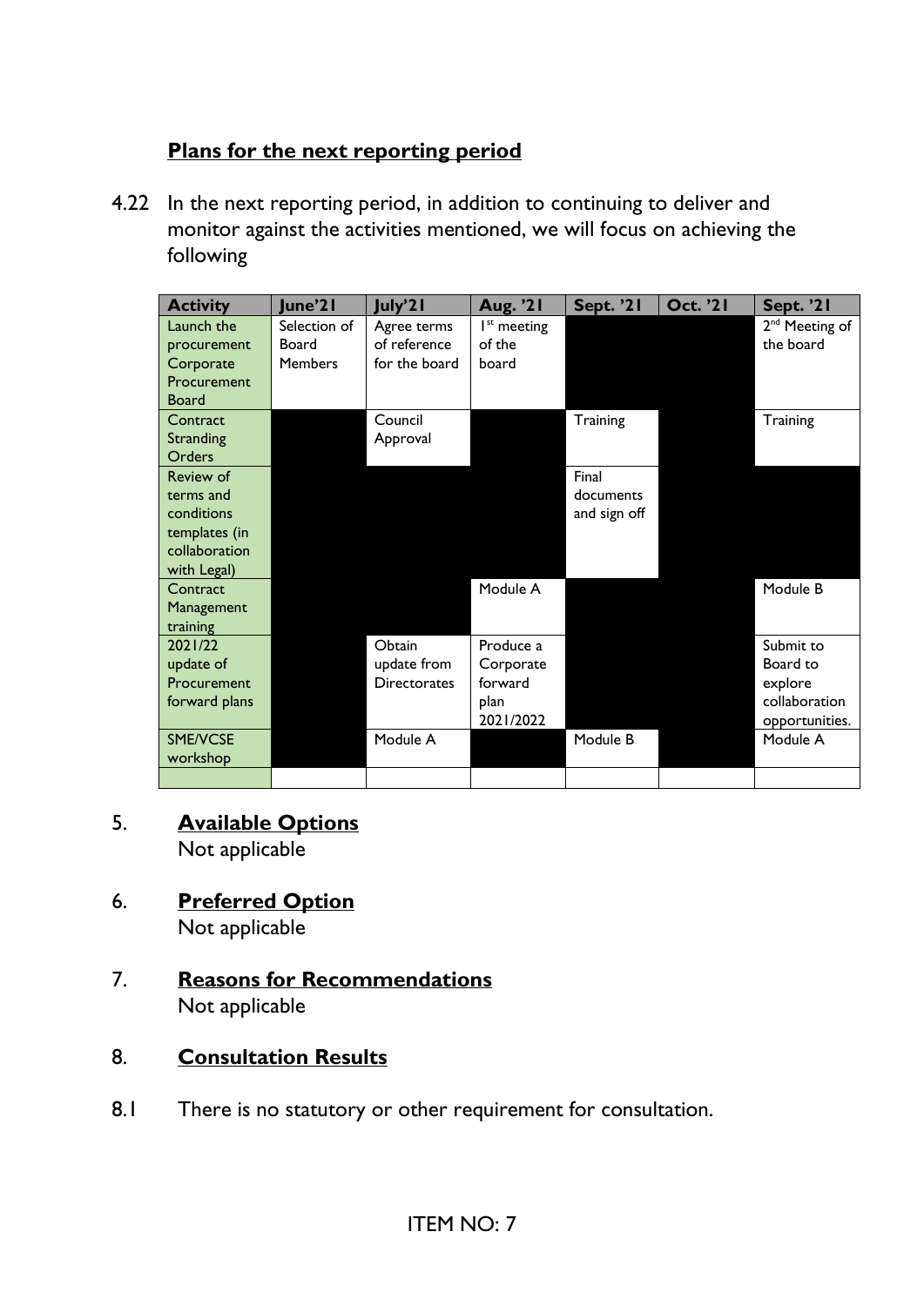### **Plans for the next reporting period**

4.22 In the next reporting period, in addition to continuing to deliver and monitor against the activities mentioned, we will focus on achieving the following

| Activity | June'21 | July'21 | Aug. '21 | Sept. '21 | Oct. '21 | Sept. '21 |
|---|---|---|---|---|---|---|
| Launch the procurement Corporate Procurement Board | Selection of Board Members | Agree terms of reference for the board | 1st meeting of the board | | | 2nd Meeting of the board |
| Contract Stranding Orders | | Council Approval | | Training | | Training |
| Review of terms and conditions templates (in collaboration with Legal) | | | | Final documents and sign off | | |
| Contract Management training | | | Module A | | | Module B |
| 2021/22 update of Procurement forward plans | | Obtain update from Directorates | Produce a Corporate forward plan 2021/2022 | | | Submit to Board to explore collaboration opportunities. |
| SME/VCSE workshop | | Module A | | Module B | | Module A |
| | | | | | | |

5. **Available Options**
   Not applicable

6. **Preferred Option**
   Not applicable

7. **Reasons for Recommendations**
   Not applicable

8. **Consultation Results**

8.1 There is no statutory or other requirement for consultation.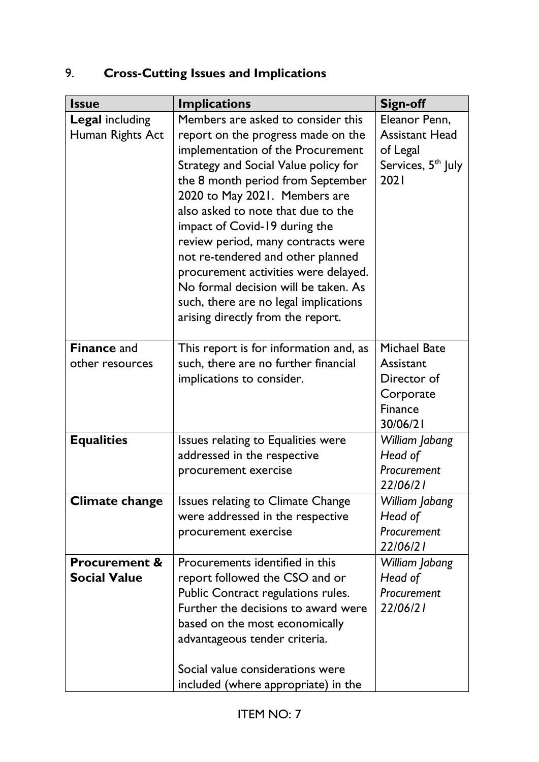## 9. **Cross-Cutting Issues and Implications**

| **Issue** | **Implications** | **Sign-off** |
|---|---|---|
| **Legal** including Human Rights Act | Members are asked to consider this report on the progress made on the implementation of the Procurement Strategy and Social Value policy for the 8 month period from September 2020 to May 2021. Members are also asked to note that due to the impact of Covid-19 during the review period, many contracts were not re-tendered and other planned procurement activities were delayed. No formal decision will be taken. As such, there are no legal implications arising directly from the report. | Eleanor Penn, Assistant Head of Legal Services, 5th July 2021 |
| **Finance** and other resources | This report is for information and, as such, there are no further financial implications to consider. | Michael Bate Assistant Director of Corporate Finance 30/06/21 |
| **Equalities** | Issues relating to Equalities were addressed in the respective procurement exercise | *William Jabang Head of Procurement 22/06/21* |
| **Climate change** | Issues relating to Climate Change were addressed in the respective procurement exercise | *William Jabang Head of Procurement 22/06/21* |
| **Procurement & Social Value** | Procurements identified in this report followed the CSO and or Public Contract regulations rules. Further the decisions to award were based on the most economically advantageous tender criteria.<br><br>Social value considerations were included (where appropriate) in the | *William Jabang Head of Procurement 22/06/21* |

ITEM NO: 7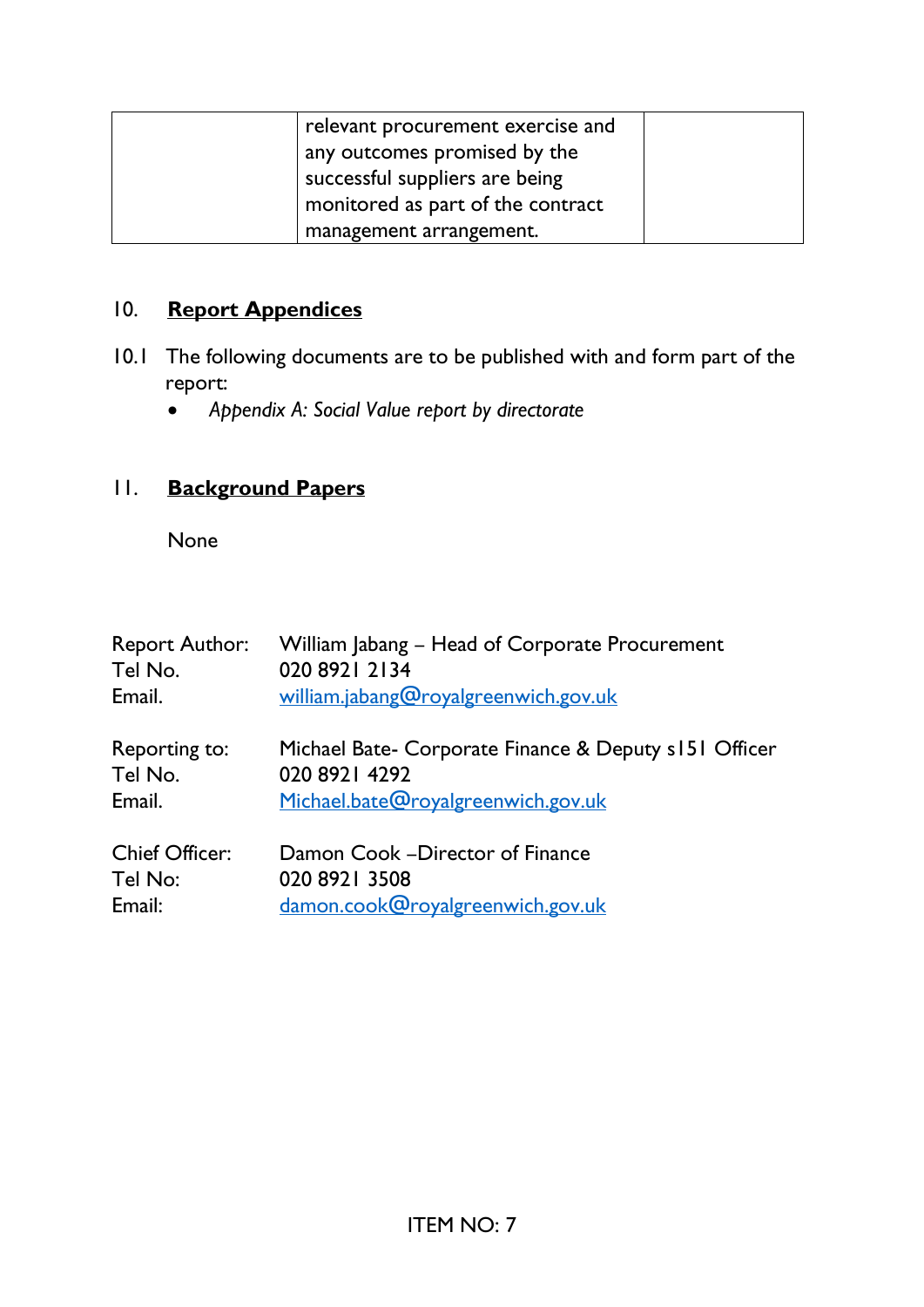| | | |
|---|---|---|
| | relevant procurement exercise and any outcomes promised by the successful suppliers are being monitored as part of the contract management arrangement. | |

## 10. Report Appendices

10.1 The following documents are to be published with and form part of the report:

- *Appendix A: Social Value report by directorate*

## 11. Background Papers

None

Report Author: William Jabang – Head of Corporate Procurement
Tel No. 020 8921 2134
Email. william.jabang@royalgreenwich.gov.uk

Reporting to: Michael Bate- Corporate Finance & Deputy s151 Officer
Tel No. 020 8921 4292
Email. Michael.bate@royalgreenwich.gov.uk

Chief Officer: Damon Cook –Director of Finance
Tel No: 020 8921 3508
Email: damon.cook@royalgreenwich.gov.uk

ITEM NO: 7